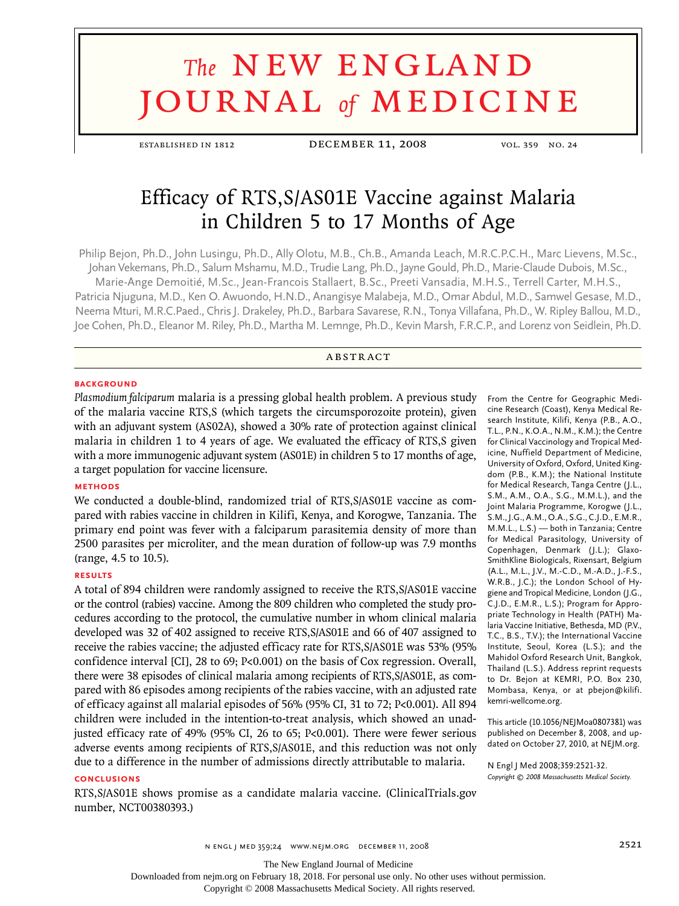# The NEW ENGLAND JOURNAL of MEDICINE

# Efficacy of RTS,S/AS01E Vaccine against Malaria in Children 5 to 17 Months of Age

Philip Bejon, Ph.D., John Lusingu, Ph.D., Ally Olotu, M.B., Ch.B., Amanda Leach, M.R.C.P.C.H., Marc Lievens, M.Sc., Johan Vekemans, Ph.D., Salum Mshamu, M.D., Trudie Lang, Ph.D., Jayne Gould, Ph.D., Marie-Claude Dubois, M.Sc., Marie-Ange Demoitié, M.Sc., Jean-Francois Stallaert, B.Sc., Preeti Vansadia, M.H.S., Terrell Carter, M.H.S., Patricia Njuguna, M.D., Ken O. Awuondo, H.N.D., Anangisye Malabeja, M.D., Omar Abdul, M.D., Samwel Gesase, M.D., Neema Mturi, M.R.C.Paed., Chris J. Drakeley, Ph.D., Barbara Savarese, R.N., Tonya Villafana, Ph.D., W. Ripley Ballou, M.D., Joe Cohen, Ph.D., Eleanor M. Riley, Ph.D., Martha M. Lemnge, Ph.D., Kevin Marsh, F.R.C.P., and Lorenz von Seidlein, Ph.D.

## ABSTRACT

### BACKGROUND

*Plasmodium falciparum* malaria is a pressing global health problem. A previous study of the malaria vaccine RTS,S (which targets the circumsporozoite protein), given with an adjuvant system (AS02A), showed a 30% rate of protection against clinical malaria in children 1 to 4 years of age. We evaluated the efficacy of RTS,S given with a more immunogenic adjuvant system (AS01E) in children 5 to 17 months of age, a target population for vaccine licensure.

### METHODS

We conducted a double-blind, randomized trial of RTS,S/AS01E vaccine as compared with rabies vaccine in children in Kilifi, Kenya, and Korogwe, Tanzania. The primary end point was fever with a falciparum parasitemia density of more than 2500 parasites per microliter, and the mean duration of follow-up was 7.9 months (range, 4.5 to 10.5).

### RESULTS

A total of 894 children were randomly assigned to receive the RTS,S/AS01E vaccine or the control (rabies) vaccine. Among the 809 children who completed the study procedures according to the protocol, the cumulative number in whom clinical malaria developed was 32 of 402 assigned to receive RTS,S/AS01E and 66 of 407 assigned to receive the rabies vaccine; the adjusted efficacy rate for RTS,S/AS01E was 53% (95% confidence interval [CI], 28 to 69; P<0.001) on the basis of Cox regression. Overall, there were 38 episodes of clinical malaria among recipients of RTS,S/AS01E, as compared with 86 episodes among recipients of the rabies vaccine, with an adjusted rate of efficacy against all malarial episodes of 56% (95% CI, 31 to 72; P<0.001). All 894 children were included in the intention-to-treat analysis, which showed an unadjusted efficacy rate of 49% (95% CI, 26 to 65; P<0.001). There were fewer serious adverse events among recipients of RTS,S/AS01E, and this reduction was not only due to a difference in the number of admissions directly attributable to malaria.

### CONCLUSIONS

RTS,S/AS01E shows promise as a candidate malaria vaccine. (ClinicalTrials.gov number, NCT00380393.)

From the Centre for Geographic Medicine Research (Coast), Kenya Medical Research Institute, Kilifi, Kenya (P.B., A.O., T.L., P.N., K.O.A., N.M., K.M.); the Centre for Clinical Vaccinology and Tropical Medicine, Nuffield Department of Medicine, University of Oxford, Oxford, United Kingdom (P.B., K.M.); the National Institute for Medical Research, Tanga Centre (J.L., S.M., A.M., O.A., S.G., M.M.L.), and the Joint Malaria Programme, Korogwe (J.L., S.M., J.G., A.M., O.A., S.G., C.J.D., E.M.R., M.M.L., L.S.) — both in Tanzania; Centre for Medical Parasitology, University of Copenhagen, Denmark (J.L.); GlaxoSmithKline Biologicals, Rixensart, Belgium (A.L., M.L., J.V., M.-C.D., M.-A.D., J.-F.S., W.R.B., J.C.); the London School of Hygiene and Tropical Medicine, London (J.G., C.J.D., E.M.R., L.S.); Program for Appropriate Technology in Health (PATH) Malaria Vaccine Initiative, Bethesda, MD (P.V., T.C., B.S., T.V.); the International Vaccine Institute, Seoul, Korea (L.S.); and the Mahidol Oxford Research Unit, Bangkok, Thailand (L.S.). Address reprint requests to Dr. Bejon at KEMRI, P.O. Box 230, Mombasa, Kenya, or at pbejon@kilifi.kemri-wellcome.org.

This article (10.1056/NEJMoa0807381) was published on December 8, 2008, and updated on October 27, 2010, at NEJM.org.

N Engl J Med 2008;359:2521-32.
*Copyright © 2008 Massachusetts Medical Society.*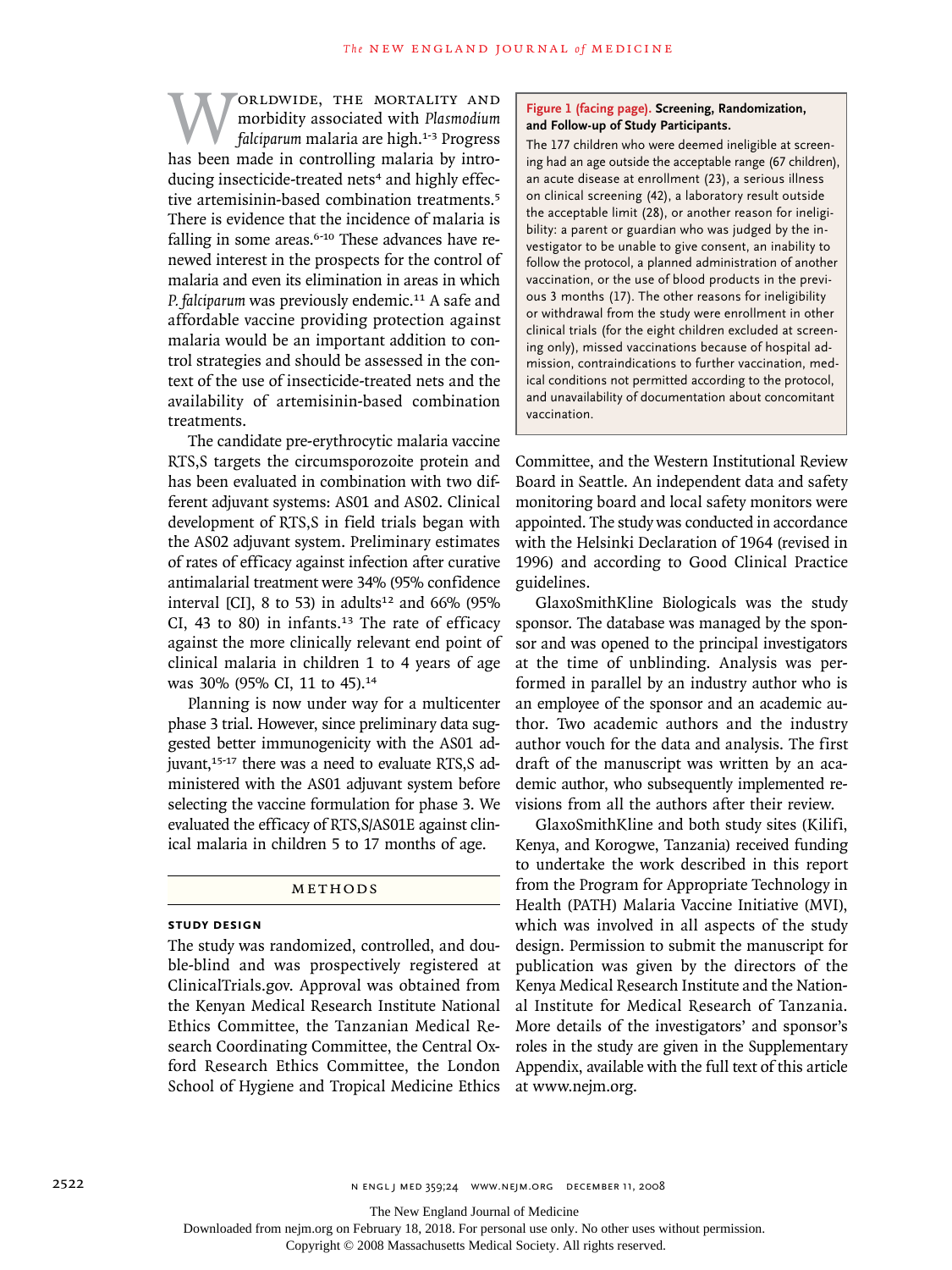Worldwide, the mortality and morbidity associated with *Plasmodium falciparum* malaria are high.[1-3] Progress has been made in controlling malaria by introducing insecticide-treated nets[4] and highly effective artemisinin-based combination treatments.[5] There is evidence that the incidence of malaria is falling in some areas.[6-10] These advances have renewed interest in the prospects for the control of malaria and even its elimination in areas in which *P. falciparum* was previously endemic.[11] A safe and affordable vaccine providing protection against malaria would be an important addition to control strategies and should be assessed in the context of the use of insecticide-treated nets and the availability of artemisinin-based combination treatments.

The candidate pre-erythrocytic malaria vaccine RTS,S targets the circumsporozoite protein and has been evaluated in combination with two different adjuvant systems: AS01 and AS02. Clinical development of RTS,S in field trials began with the AS02 adjuvant system. Preliminary estimates of rates of efficacy against infection after curative antimalarial treatment were 34% (95% confidence interval [CI], 8 to 53) in adults[12] and 66% (95% CI, 43 to 80) in infants.[13] The rate of efficacy against the more clinically relevant end point of clinical malaria in children 1 to 4 years of age was 30% (95% CI, 11 to 45).[14]

Planning is now under way for a multicenter phase 3 trial. However, since preliminary data suggested better immunogenicity with the AS01 adjuvant,[15-17] there was a need to evaluate RTS,S administered with the AS01 adjuvant system before selecting the vaccine formulation for phase 3. We evaluated the efficacy of RTS,S/AS01E against clinical malaria in children 5 to 17 months of age.

## Methods

### Study Design

The study was randomized, controlled, and double-blind and was prospectively registered at ClinicalTrials.gov. Approval was obtained from the Kenyan Medical Research Institute National Ethics Committee, the Tanzanian Medical Research Coordinating Committee, the Central Oxford Research Ethics Committee, the London School of Hygiene and Tropical Medicine Ethics Committee, and the Western Institutional Review Board in Seattle. An independent data and safety monitoring board and local safety monitors were appointed. The study was conducted in accordance with the Helsinki Declaration of 1964 (revised in 1996) and according to Good Clinical Practice guidelines.

GlaxoSmithKline Biologicals was the study sponsor. The database was managed by the sponsor and was opened to the principal investigators at the time of unblinding. Analysis was performed in parallel by an industry author who is an employee of the sponsor and an academic author. Two academic authors and the industry author vouch for the data and analysis. The first draft of the manuscript was written by an academic author, who subsequently implemented revisions from all the authors after their review.

GlaxoSmithKline and both study sites (Kilifi, Kenya, and Korogwe, Tanzania) received funding to undertake the work described in this report from the Program for Appropriate Technology in Health (PATH) Malaria Vaccine Initiative (MVI), which was involved in all aspects of the study design. Permission to submit the manuscript for publication was given by the directors of the Kenya Medical Research Institute and the National Institute for Medical Research of Tanzania. More details of the investigators' and sponsor's roles in the study are given in the Supplementary Appendix, available with the full text of this article at www.nejm.org.

**Figure 1 (facing page). Screening, Randomization, and Follow-up of Study Participants.**

The 177 children who were deemed ineligible at screening had an age outside the acceptable range (67 children), an acute disease at enrollment (23), a serious illness on clinical screening (42), a laboratory result outside the acceptable limit (28), or another reason for ineligibility: a parent or guardian who was judged by the investigator to be unable to give consent, an inability to follow the protocol, a planned administration of another vaccination, or the use of blood products in the previous 3 months (17). The other reasons for ineligibility or withdrawal from the study were enrollment in other clinical trials (for the eight children excluded at screening only), missed vaccinations because of hospital admission, contraindications to further vaccination, medical conditions not permitted according to the protocol, and unavailability of documentation about concomitant vaccination.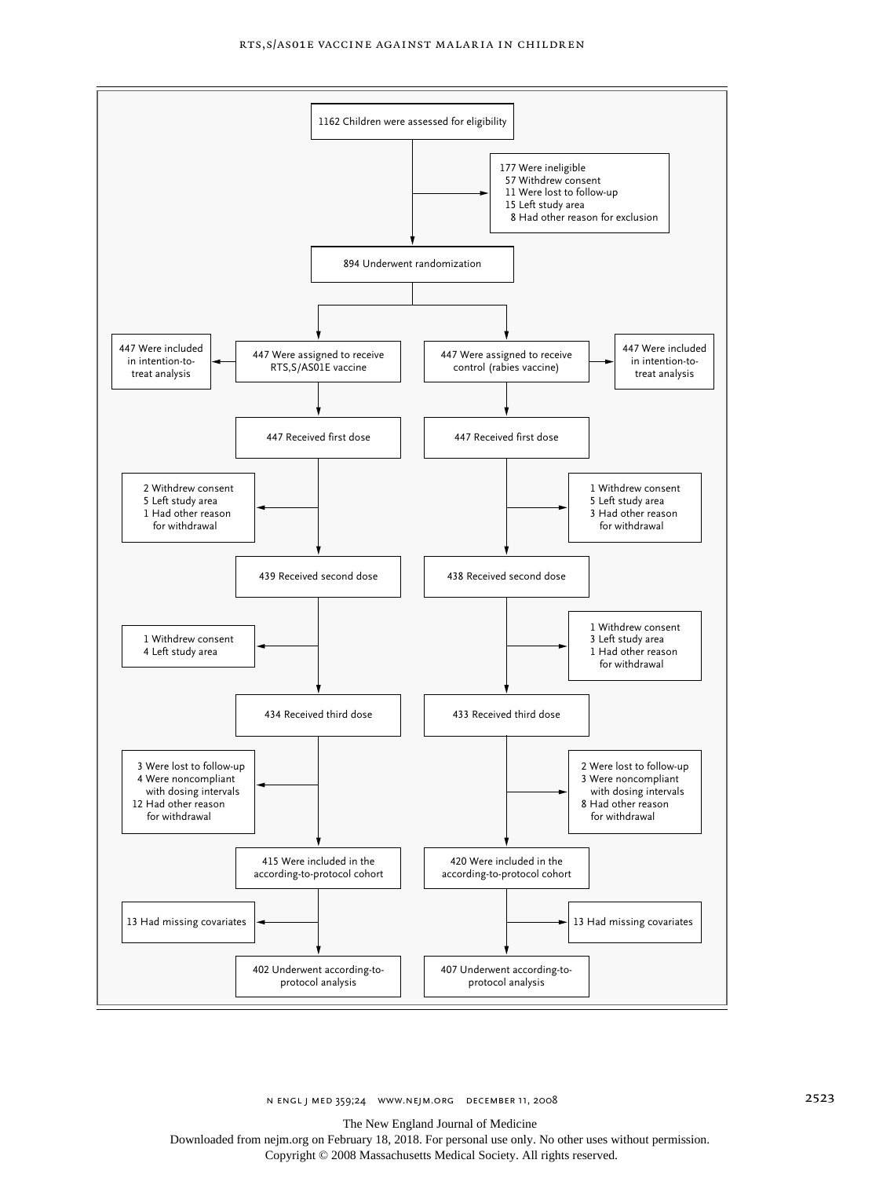1162 Children were assessed for eligibility

177 Were ineligible
- 57 Withdrew consent
- 11 Were lost to follow-up
- 15 Left study area
- 8 Had other reason for exclusion

894 Underwent randomization

| RTS,S/AS01E vaccine | Control (rabies vaccine) |
|---|---|
| 447 Were assigned to receive RTS,S/AS01E vaccine | 447 Were assigned to receive control (rabies vaccine) |
| 447 Were included in intention-to-treat analysis | 447 Were included in intention-to-treat analysis |
| 447 Received first dose | 447 Received first dose |
| 2 Withdrew consent; 5 Left study area; 1 Had other reason for withdrawal | 1 Withdrew consent; 5 Left study area; 3 Had other reason for withdrawal |
| 439 Received second dose | 438 Received second dose |
| 1 Withdrew consent; 4 Left study area | 1 Withdrew consent; 3 Left study area; 1 Had other reason for withdrawal |
| 434 Received third dose | 433 Received third dose |
| 3 Were lost to follow-up; 4 Were noncompliant with dosing intervals; 12 Had other reason for withdrawal | 2 Were lost to follow-up; 3 Were noncompliant with dosing intervals; 8 Had other reason for withdrawal |
| 415 Were included in the according-to-protocol cohort | 420 Were included in the according-to-protocol cohort |
| 13 Had missing covariates | 13 Had missing covariates |
| 402 Underwent according-to-protocol analysis | 407 Underwent according-to-protocol analysis |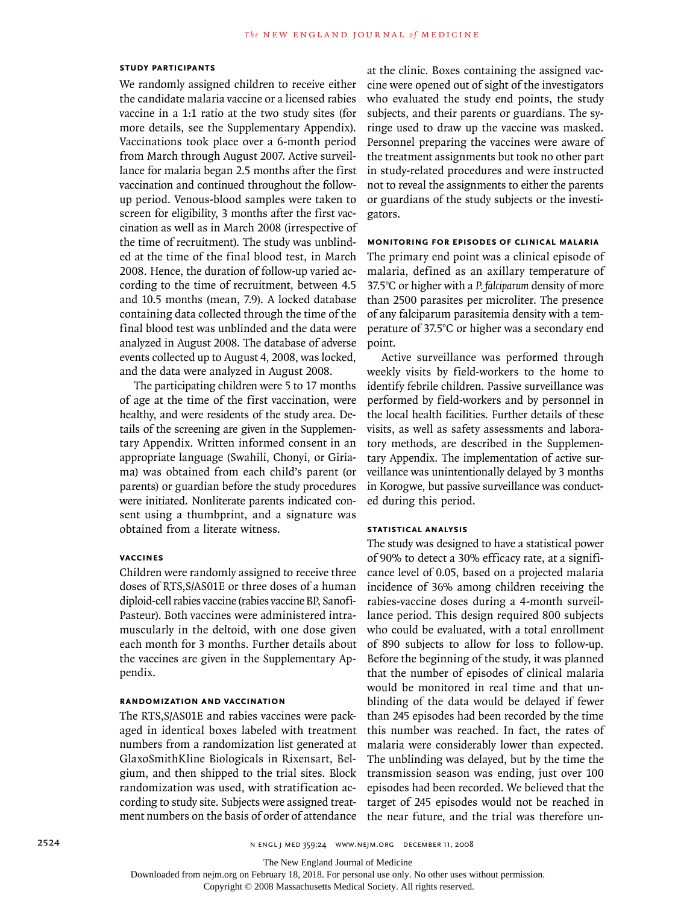### STUDY PARTICIPANTS

We randomly assigned children to receive either the candidate malaria vaccine or a licensed rabies vaccine in a 1:1 ratio at the two study sites (for more details, see the Supplementary Appendix). Vaccinations took place over a 6-month period from March through August 2007. Active surveillance for malaria began 2.5 months after the first vaccination and continued throughout the follow-up period. Venous-blood samples were taken to screen for eligibility, 3 months after the first vaccination as well as in March 2008 (irrespective of the time of recruitment). The study was unblinded at the time of the final blood test, in March 2008. Hence, the duration of follow-up varied according to the time of recruitment, between 4.5 and 10.5 months (mean, 7.9). A locked database containing data collected through the time of the final blood test was unblinded and the data were analyzed in August 2008. The database of adverse events collected up to August 4, 2008, was locked, and the data were analyzed in August 2008.

The participating children were 5 to 17 months of age at the time of the first vaccination, were healthy, and were residents of the study area. Details of the screening are given in the Supplementary Appendix. Written informed consent in an appropriate language (Swahili, Chonyi, or Giriama) was obtained from each child's parent (or parents) or guardian before the study procedures were initiated. Nonliterate parents indicated consent using a thumbprint, and a signature was obtained from a literate witness.

### VACCINES

Children were randomly assigned to receive three doses of RTS,S/AS01E or three doses of a human diploid-cell rabies vaccine (rabies vaccine BP, Sanofi-Pasteur). Both vaccines were administered intramuscularly in the deltoid, with one dose given each month for 3 months. Further details about the vaccines are given in the Supplementary Appendix.

### RANDOMIZATION AND VACCINATION

The RTS,S/AS01E and rabies vaccines were packaged in identical boxes labeled with treatment numbers from a randomization list generated at GlaxoSmithKline Biologicals in Rixensart, Belgium, and then shipped to the trial sites. Block randomization was used, with stratification according to study site. Subjects were assigned treatment numbers on the basis of order of attendance at the clinic. Boxes containing the assigned vaccine were opened out of sight of the investigators who evaluated the study end points, the study subjects, and their parents or guardians. The syringe used to draw up the vaccine was masked. Personnel preparing the vaccines were aware of the treatment assignments but took no other part in study-related procedures and were instructed not to reveal the assignments to either the parents or guardians of the study subjects or the investigators.

### MONITORING FOR EPISODES OF CLINICAL MALARIA

The primary end point was a clinical episode of malaria, defined as an axillary temperature of 37.5°C or higher with a *P. falciparum* density of more than 2500 parasites per microliter. The presence of any falciparum parasitemia density with a temperature of 37.5°C or higher was a secondary end point.

Active surveillance was performed through weekly visits by field-workers to the home to identify febrile children. Passive surveillance was performed by field-workers and by personnel in the local health facilities. Further details of these visits, as well as safety assessments and laboratory methods, are described in the Supplementary Appendix. The implementation of active surveillance was unintentionally delayed by 3 months in Korogwe, but passive surveillance was conducted during this period.

### STATISTICAL ANALYSIS

The study was designed to have a statistical power of 90% to detect a 30% efficacy rate, at a significance level of 0.05, based on a projected malaria incidence of 36% among children receiving the rabies-vaccine doses during a 4-month surveillance period. This design required 800 subjects who could be evaluated, with a total enrollment of 890 subjects to allow for loss to follow-up. Before the beginning of the study, it was planned that the number of episodes of clinical malaria would be monitored in real time and that unblinding of the data would be delayed if fewer than 245 episodes had been recorded by the time this number was reached. In fact, the rates of malaria were considerably lower than expected. The unblinding was delayed, but by the time the transmission season was ending, just over 100 episodes had been recorded. We believed that the target of 245 episodes would not be reached in the near future, and the trial was therefore un-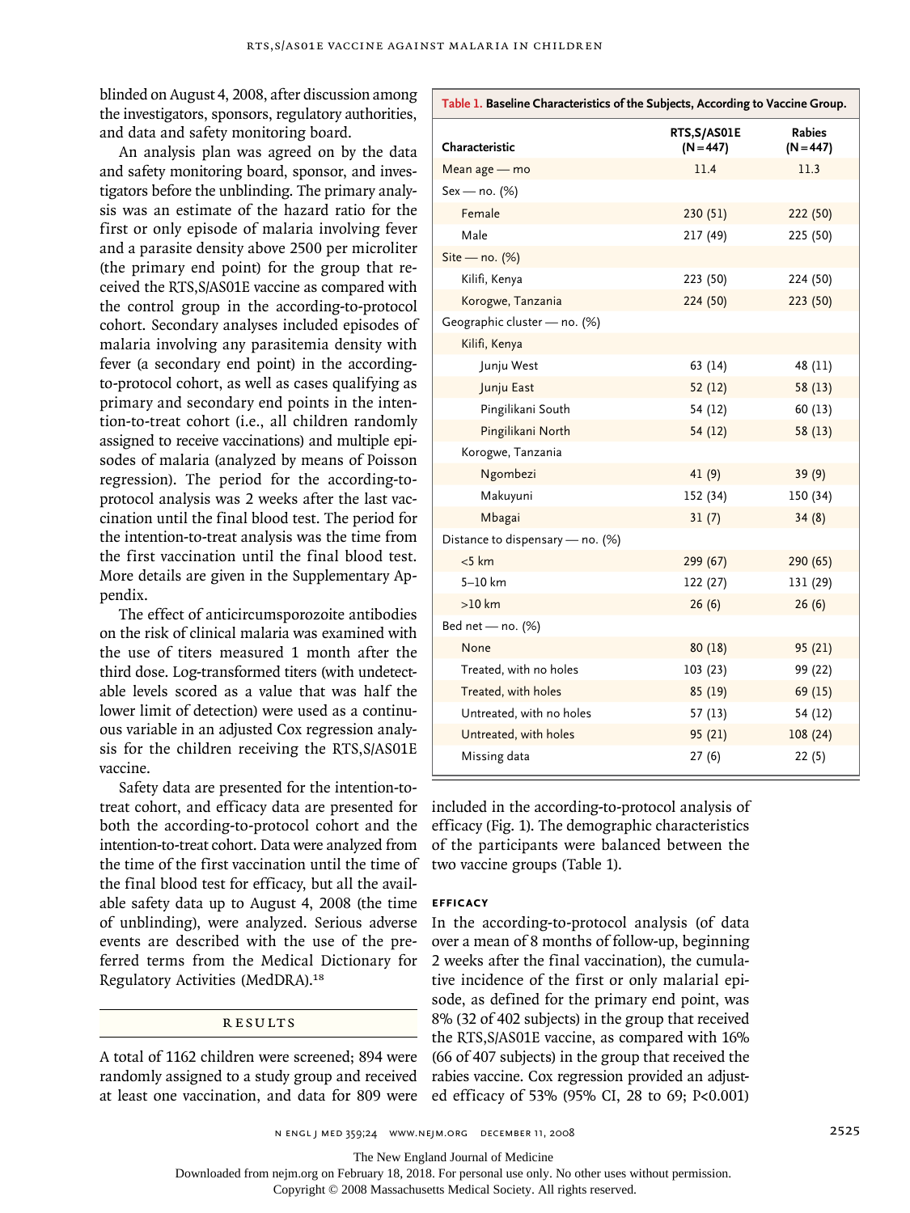blinded on August 4, 2008, after discussion among the investigators, sponsors, regulatory authorities, and data and safety monitoring board.

An analysis plan was agreed on by the data and safety monitoring board, sponsor, and investigators before the unblinding. The primary analysis was an estimate of the hazard ratio for the first or only episode of malaria involving fever and a parasite density above 2500 per microliter (the primary end point) for the group that received the RTS,S/AS01E vaccine as compared with the control group in the according-to-protocol cohort. Secondary analyses included episodes of malaria involving any parasitemia density with fever (a secondary end point) in the according-to-protocol cohort, as well as cases qualifying as primary and secondary end points in the intention-to-treat cohort (i.e., all children randomly assigned to receive vaccinations) and multiple episodes of malaria (analyzed by means of Poisson regression). The period for the according-to-protocol analysis was 2 weeks after the last vaccination until the final blood test. The period for the intention-to-treat analysis was the time from the first vaccination until the final blood test. More details are given in the Supplementary Appendix.

The effect of anticircumsporozoite antibodies on the risk of clinical malaria was examined with the use of titers measured 1 month after the third dose. Log-transformed titers (with undetectable levels scored as a value that was half the lower limit of detection) were used as a continuous variable in an adjusted Cox regression analysis for the children receiving the RTS,S/AS01E vaccine.

Safety data are presented for the intention-to-treat cohort, and efficacy data are presented for both the according-to-protocol cohort and the intention-to-treat cohort. Data were analyzed from the time of the first vaccination until the time of the final blood test for efficacy, but all the available safety data up to August 4, 2008 (the time of unblinding), were analyzed. Serious adverse events are described with the use of the preferred terms from the Medical Dictionary for Regulatory Activities (MedDRA).[18]

## Results

A total of 1162 children were screened; 894 were randomly assigned to a study group and received at least one vaccination, and data for 809 were included in the according-to-protocol analysis of efficacy (Fig. 1). The demographic characteristics of the participants were balanced between the two vaccine groups (Table 1).

**Table 1. Baseline Characteristics of the Subjects, According to Vaccine Group.**

| Characteristic | RTS,S/AS01E (N=447) | Rabies (N=447) |
|---|---|---|
| Mean age — mo | 11.4 | 11.3 |
| Sex — no. (%) | | |
| Female | 230 (51) | 222 (50) |
| Male | 217 (49) | 225 (50) |
| Site — no. (%) | | |
| Kilifi, Kenya | 223 (50) | 224 (50) |
| Korogwe, Tanzania | 224 (50) | 223 (50) |
| Geographic cluster — no. (%) | | |
| Kilifi, Kenya | | |
| Junju West | 63 (14) | 48 (11) |
| Junju East | 52 (12) | 58 (13) |
| Pingilikani South | 54 (12) | 60 (13) |
| Pingilikani North | 54 (12) | 58 (13) |
| Korogwe, Tanzania | | |
| Ngombezi | 41 (9) | 39 (9) |
| Makuyuni | 152 (34) | 150 (34) |
| Mbagai | 31 (7) | 34 (8) |
| Distance to dispensary — no. (%) | | |
| <5 km | 299 (67) | 290 (65) |
| 5–10 km | 122 (27) | 131 (29) |
| >10 km | 26 (6) | 26 (6) |
| Bed net — no. (%) | | |
| None | 80 (18) | 95 (21) |
| Treated, with no holes | 103 (23) | 99 (22) |
| Treated, with holes | 85 (19) | 69 (15) |
| Untreated, with no holes | 57 (13) | 54 (12) |
| Untreated, with holes | 95 (21) | 108 (24) |
| Missing data | 27 (6) | 22 (5) |

### Efficacy

In the according-to-protocol analysis (of data over a mean of 8 months of follow-up, beginning 2 weeks after the final vaccination), the cumulative incidence of the first or only malarial episode, as defined for the primary end point, was 8% (32 of 402 subjects) in the group that received the RTS,S/AS01E vaccine, as compared with 16% (66 of 407 subjects) in the group that received the rabies vaccine. Cox regression provided an adjusted efficacy of 53% (95% CI, 28 to 69; P<0.001)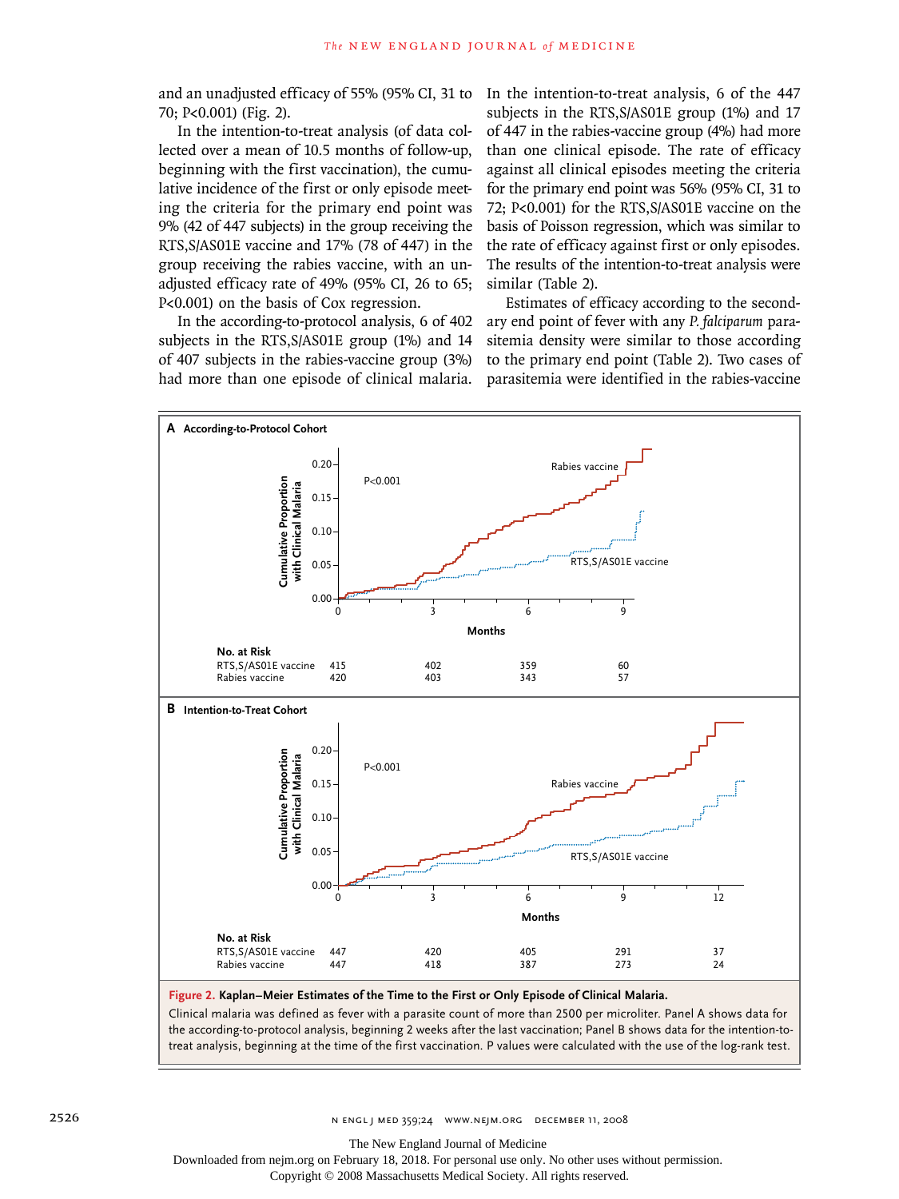and an unadjusted efficacy of 55% (95% CI, 31 to 70; P<0.001) (Fig. 2).

In the intention-to-treat analysis (of data collected over a mean of 10.5 months of follow-up, beginning with the first vaccination), the cumulative incidence of the first or only episode meeting the criteria for the primary end point was 9% (42 of 447 subjects) in the group receiving the RTS,S/AS01E vaccine and 17% (78 of 447) in the group receiving the rabies vaccine, with an unadjusted efficacy rate of 49% (95% CI, 26 to 65; P<0.001) on the basis of Cox regression.

In the according-to-protocol analysis, 6 of 402 subjects in the RTS,S/AS01E group (1%) and 14 of 407 subjects in the rabies-vaccine group (3%) had more than one episode of clinical malaria. In the intention-to-treat analysis, 6 of the 447 subjects in the RTS,S/AS01E group (1%) and 17 of 447 in the rabies-vaccine group (4%) had more than one clinical episode. The rate of efficacy against all clinical episodes meeting the criteria for the primary end point was 56% (95% CI, 31 to 72; P<0.001) for the RTS,S/AS01E vaccine on the basis of Poisson regression, which was similar to the rate of efficacy against first or only episodes. The results of the intention-to-treat analysis were similar (Table 2).

Estimates of efficacy according to the secondary end point of fever with any *P. falciparum* parasitemia density were similar to those according to the primary end point (Table 2). Two cases of parasitemia were identified in the rabies-vaccine

**Figure 2. Kaplan–Meier Estimates of the Time to the First or Only Episode of Clinical Malaria.**

Clinical malaria was defined as fever with a parasite count of more than 2500 per microliter. Panel A shows data for the according-to-protocol analysis, beginning 2 weeks after the last vaccination; Panel B shows data for the intention-to-treat analysis, beginning at the time of the first vaccination. P values were calculated with the use of the log-rank test.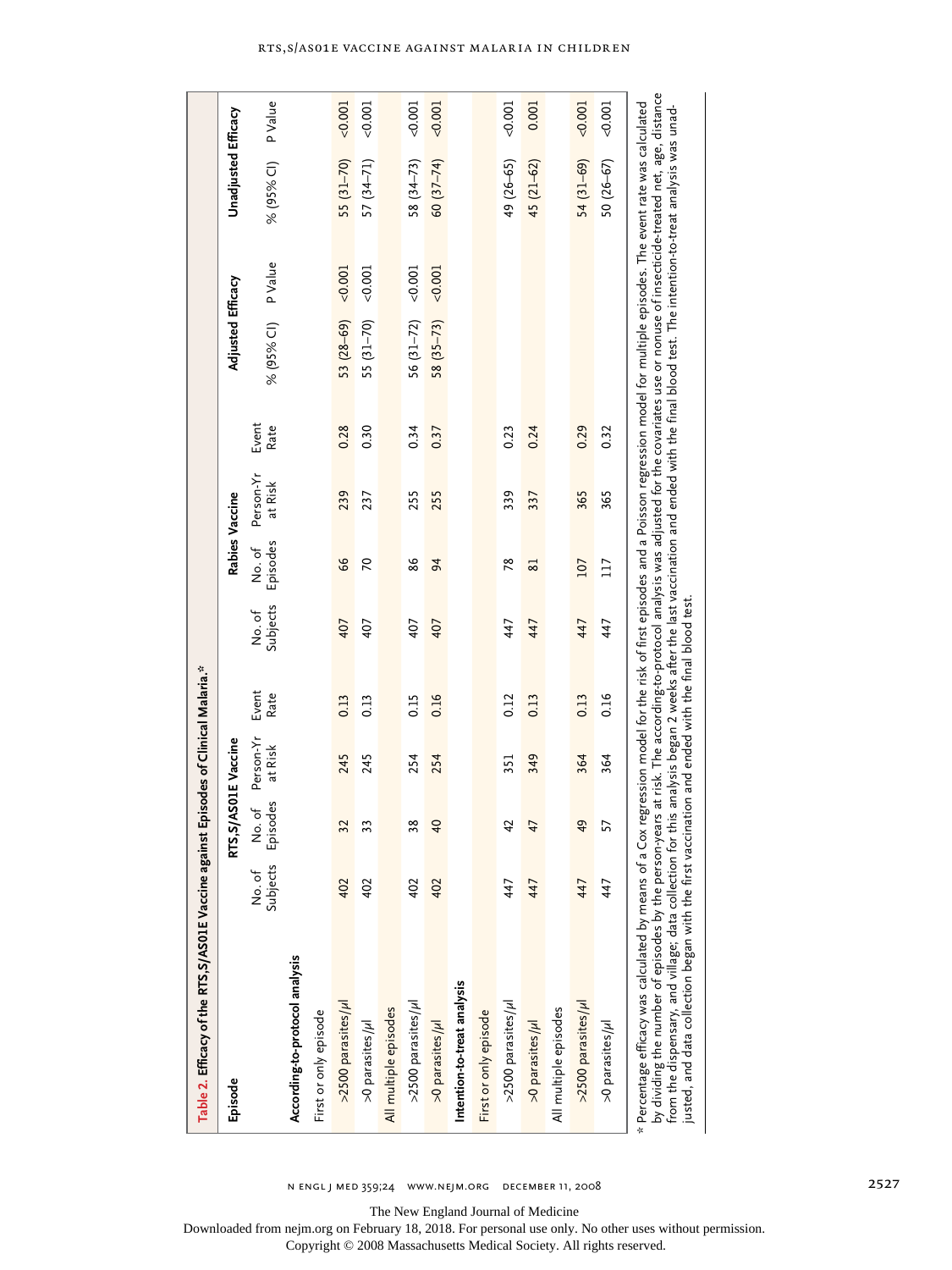**Table 2. Efficacy of the RTS,S/AS01E Vaccine against Episodes of Clinical Malaria.***

| Episode | RTS,S/AS01E Vaccine | | | | Rabies Vaccine | | | | Adjusted Efficacy | | Unadjusted Efficacy | |
|---|---|---|---|---|---|---|---|---|---|---|---|---|
| | No. of Subjects | No. of Episodes | Person-Yr at Risk | Event Rate | No. of Subjects | No. of Episodes | Person-Yr at Risk | Event Rate | % (95% CI) | P Value | % (95% CI) | P Value |
| **According-to-protocol analysis** | | | | | | | | | | | | |
| First or only episode | | | | | | | | | | | | |
| >2500 parasites/μl | 402 | 32 | 245 | 0.13 | 407 | 66 | 239 | 0.28 | 53 (28–69) | <0.001 | 55 (31–70) | <0.001 |
| >0 parasites/μl | 402 | 33 | 245 | 0.13 | 407 | 70 | 237 | 0.30 | 55 (31–70) | <0.001 | 57 (34–71) | <0.001 |
| All multiple episodes | | | | | | | | | | | | |
| >2500 parasites/μl | 402 | 38 | 254 | 0.15 | 407 | 86 | 255 | 0.34 | 56 (31–72) | <0.001 | 58 (34–73) | <0.001 |
| >0 parasites/μl | 402 | 40 | 254 | 0.16 | 407 | 94 | 255 | 0.37 | 58 (35–73) | <0.001 | 60 (37–74) | <0.001 |
| **Intention-to-treat analysis** | | | | | | | | | | | | |
| First or only episode | | | | | | | | | | | | |
| >2500 parasites/μl | 447 | 42 | 351 | 0.12 | 447 | 78 | 339 | 0.23 | | | 49 (26–65) | <0.001 |
| >0 parasites/μl | 447 | 47 | 349 | 0.13 | 447 | 81 | 337 | 0.24 | | | 45 (21–62) | 0.001 |
| All multiple episodes | | | | | | | | | | | | |
| >2500 parasites/μl | 447 | 49 | 364 | 0.13 | 447 | 107 | 365 | 0.29 | | | 54 (31–69) | <0.001 |
| >0 parasites/μl | 447 | 57 | 364 | 0.16 | 447 | 117 | 365 | 0.32 | | | 50 (26–67) | <0.001 |

\* Percentage efficacy was calculated by means of a Cox regression model for the risk of first episodes and a Poisson regression model for multiple episodes. The event rate was calculated by dividing the number of episodes by the person-years at risk. The according-to-protocol analysis was adjusted for the covariates use or nonuse of insecticide-treated net, age, distance from the dispensary, and village; data collection for this analysis began 2 weeks after the last vaccination and ended with the final blood test. The intention-to-treat analysis was unadjusted, and data collection began with the first vaccination and ended with the final blood test.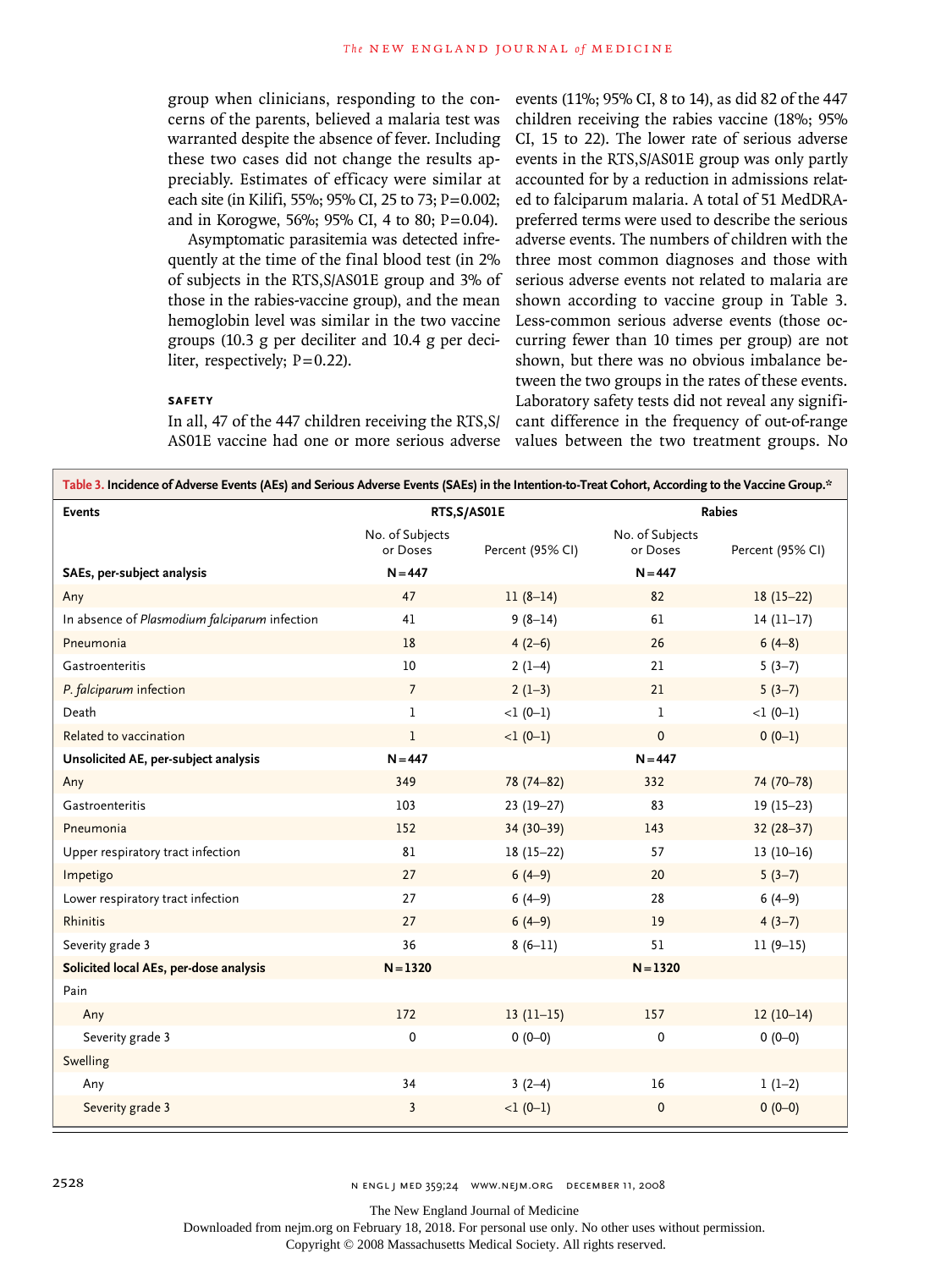group when clinicians, responding to the concerns of the parents, believed a malaria test was warranted despite the absence of fever. Including these two cases did not change the results appreciably. Estimates of efficacy were similar at each site (in Kilifi, 55%; 95% CI, 25 to 73; P=0.002; and in Korogwe, 56%; 95% CI, 4 to 80; P=0.04).

Asymptomatic parasitemia was detected infrequently at the time of the final blood test (in 2% of subjects in the RTS,S/AS01E group and 3% of those in the rabies-vaccine group), and the mean hemoglobin level was similar in the two vaccine groups (10.3 g per deciliter and 10.4 g per deciliter, respectively; P=0.22).

### SAFETY

In all, 47 of the 447 children receiving the RTS,S/AS01E vaccine had one or more serious adverse events (11%; 95% CI, 8 to 14), as did 82 of the 447 children receiving the rabies vaccine (18%; 95% CI, 15 to 22). The lower rate of serious adverse events in the RTS,S/AS01E group was only partly accounted for by a reduction in admissions related to falciparum malaria. A total of 51 MedDRA-preferred terms were used to describe the serious adverse events. The numbers of children with the three most common diagnoses and those with serious adverse events not related to malaria are shown according to vaccine group in Table 3. Less-common serious adverse events (those occurring fewer than 10 times per group) are not shown, but there was no obvious imbalance between the two groups in the rates of these events. Laboratory safety tests did not reveal any significant difference in the frequency of out-of-range values between the two treatment groups. No

**Table 3. Incidence of Adverse Events (AEs) and Serious Adverse Events (SAEs) in the Intention-to-Treat Cohort, According to the Vaccine Group.***

| Events | RTS,S/AS01E | | Rabies | |
|---|---|---|---|---|
| | No. of Subjects or Doses | Percent (95% CI) | No. of Subjects or Doses | Percent (95% CI) |
| **SAEs, per-subject analysis** | N=447 | | N=447 | |
| Any | 47 | 11 (8–14) | 82 | 18 (15–22) |
| In absence of *Plasmodium falciparum* infection | 41 | 9 (8–14) | 61 | 14 (11–17) |
| Pneumonia | 18 | 4 (2–6) | 26 | 6 (4–8) |
| Gastroenteritis | 10 | 2 (1–4) | 21 | 5 (3–7) |
| *P. falciparum* infection | 7 | 2 (1–3) | 21 | 5 (3–7) |
| Death | 1 | <1 (0–1) | 1 | <1 (0–1) |
| Related to vaccination | 1 | <1 (0–1) | 0 | 0 (0–1) |
| **Unsolicited AE, per-subject analysis** | N=447 | | N=447 | |
| Any | 349 | 78 (74–82) | 332 | 74 (70–78) |
| Gastroenteritis | 103 | 23 (19–27) | 83 | 19 (15–23) |
| Pneumonia | 152 | 34 (30–39) | 143 | 32 (28–37) |
| Upper respiratory tract infection | 81 | 18 (15–22) | 57 | 13 (10–16) |
| Impetigo | 27 | 6 (4–9) | 20 | 5 (3–7) |
| Lower respiratory tract infection | 27 | 6 (4–9) | 28 | 6 (4–9) |
| Rhinitis | 27 | 6 (4–9) | 19 | 4 (3–7) |
| Severity grade 3 | 36 | 8 (6–11) | 51 | 11 (9–15) |
| **Solicited local AEs, per-dose analysis** | N=1320 | | N=1320 | |
| Pain | | | | |
| Any | 172 | 13 (11–15) | 157 | 12 (10–14) |
| Severity grade 3 | 0 | 0 (0–0) | 0 | 0 (0–0) |
| Swelling | | | | |
| Any | 34 | 3 (2–4) | 16 | 1 (1–2) |
| Severity grade 3 | 3 | <1 (0–1) | 0 | 0 (0–0) |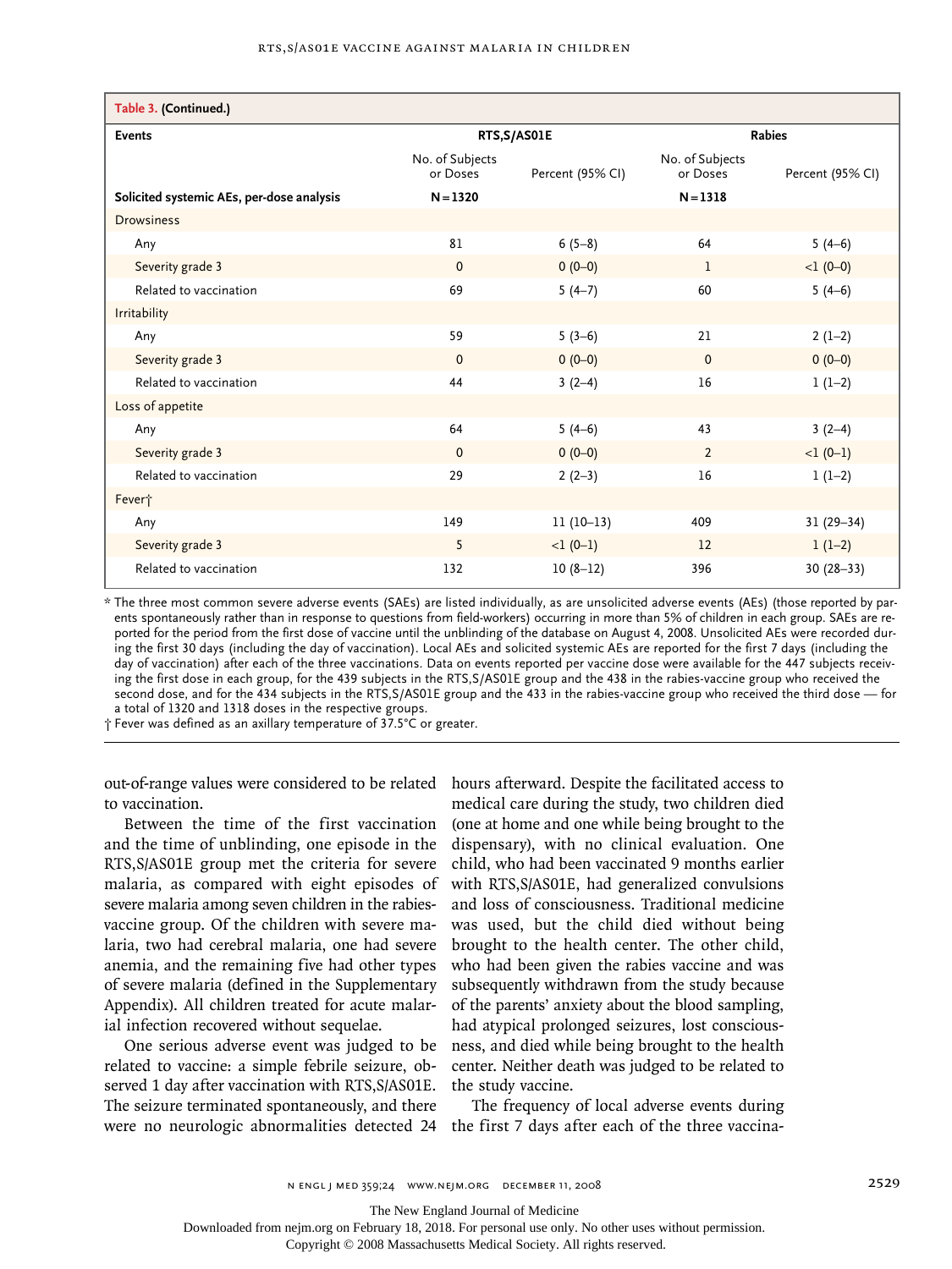**Table 3. (Continued.)**

| Events | RTS,S/AS01E | | Rabies | |
|---|---|---|---|---|
| | No. of Subjects or Doses | Percent (95% CI) | No. of Subjects or Doses | Percent (95% CI) |
| **Solicited systemic AEs, per-dose analysis** | **N = 1320** | | **N = 1318** | |
| Drowsiness | | | | |
| Any | 81 | 6 (5–8) | 64 | 5 (4–6) |
| Severity grade 3 | 0 | 0 (0–0) | 1 | <1 (0–0) |
| Related to vaccination | 69 | 5 (4–7) | 60 | 5 (4–6) |
| Irritability | | | | |
| Any | 59 | 5 (3–6) | 21 | 2 (1–2) |
| Severity grade 3 | 0 | 0 (0–0) | 0 | 0 (0–0) |
| Related to vaccination | 44 | 3 (2–4) | 16 | 1 (1–2) |
| Loss of appetite | | | | |
| Any | 64 | 5 (4–6) | 43 | 3 (2–4) |
| Severity grade 3 | 0 | 0 (0–0) | 2 | <1 (0–1) |
| Related to vaccination | 29 | 2 (2–3) | 16 | 1 (1–2) |
| Fever† | | | | |
| Any | 149 | 11 (10–13) | 409 | 31 (29–34) |
| Severity grade 3 | 5 | <1 (0–1) | 12 | 1 (1–2) |
| Related to vaccination | 132 | 10 (8–12) | 396 | 30 (28–33) |

\* The three most common severe adverse events (SAEs) are listed individually, as are unsolicited adverse events (AEs) (those reported by parents spontaneously rather than in response to questions from field-workers) occurring in more than 5% of children in each group. SAEs are reported for the period from the first dose of vaccine until the unblinding of the database on August 4, 2008. Unsolicited AEs were recorded during the first 30 days (including the day of vaccination). Local AEs and solicited systemic AEs are reported for the first 7 days (including the day of vaccination) after each of the three vaccinations. Data on events reported per vaccine dose were available for the 447 subjects receiving the first dose in each group, for the 439 subjects in the RTS,S/AS01E group and the 438 in the rabies-vaccine group who received the second dose, and for the 434 subjects in the RTS,S/AS01E group and the 433 in the rabies-vaccine group who received the third dose — for a total of 1320 and 1318 doses in the respective groups.

† Fever was defined as an axillary temperature of 37.5°C or greater.

out-of-range values were considered to be related to vaccination.

Between the time of the first vaccination and the time of unblinding, one episode in the RTS,S/AS01E group met the criteria for severe malaria, as compared with eight episodes of severe malaria among seven children in the rabies-vaccine group. Of the children with severe malaria, two had cerebral malaria, one had severe anemia, and the remaining five had other types of severe malaria (defined in the Supplementary Appendix). All children treated for acute malarial infection recovered without sequelae.

One serious adverse event was judged to be related to vaccine: a simple febrile seizure, observed 1 day after vaccination with RTS,S/AS01E. The seizure terminated spontaneously, and there were no neurologic abnormalities detected 24 hours afterward. Despite the facilitated access to medical care during the study, two children died (one at home and one while being brought to the dispensary), with no clinical evaluation. One child, who had been vaccinated 9 months earlier with RTS,S/AS01E, had generalized convulsions and loss of consciousness. Traditional medicine was used, but the child died without being brought to the health center. The other child, who had been given the rabies vaccine and was subsequently withdrawn from the study because of the parents' anxiety about the blood sampling, had atypical prolonged seizures, lost consciousness, and died while being brought to the health center. Neither death was judged to be related to the study vaccine.

The frequency of local adverse events during the first 7 days after each of the three vaccina-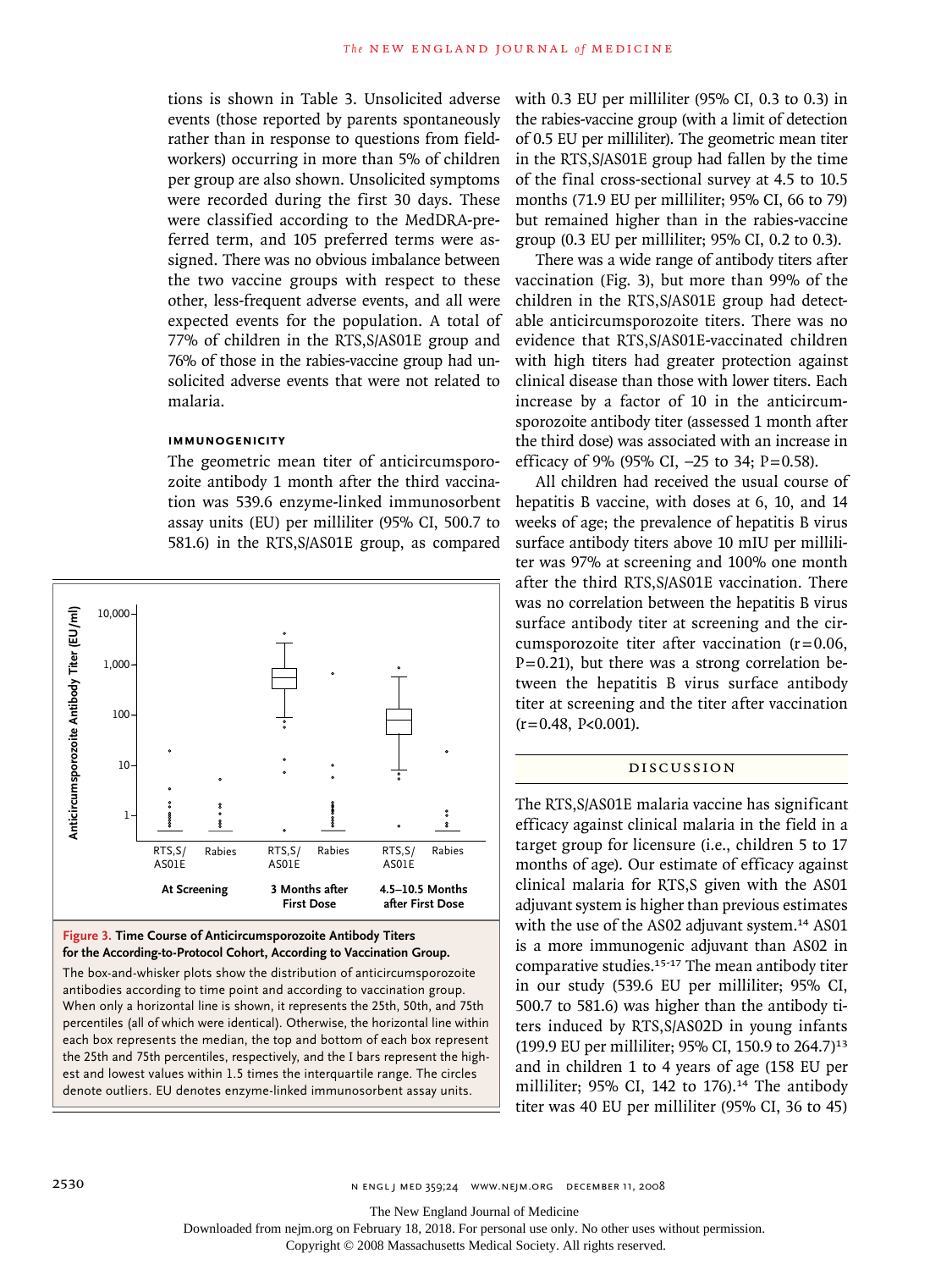tions is shown in Table 3. Unsolicited adverse events (those reported by parents spontaneously rather than in response to questions from fieldworkers) occurring in more than 5% of children per group are also shown. Unsolicited symptoms were recorded during the first 30 days. These were classified according to the MedDRA-preferred term, and 105 preferred terms were assigned. There was no obvious imbalance between the two vaccine groups with respect to these other, less-frequent adverse events, and all were expected events for the population. A total of 77% of children in the RTS,S/AS01E group and 76% of those in the rabies-vaccine group had unsolicited adverse events that were not related to malaria.

### IMMUNOGENICITY

The geometric mean titer of anticircumsporozoite antibody 1 month after the third vaccination was 539.6 enzyme-linked immunosorbent assay units (EU) per milliliter (95% CI, 500.7 to 581.6) in the RTS,S/AS01E group, as compared with 0.3 EU per milliliter (95% CI, 0.3 to 0.3) in the rabies-vaccine group (with a limit of detection of 0.5 EU per milliliter). The geometric mean titer in the RTS,S/AS01E group had fallen by the time of the final cross-sectional survey at 4.5 to 10.5 months (71.9 EU per milliliter; 95% CI, 66 to 79) but remained higher than in the rabies-vaccine group (0.3 EU per milliliter; 95% CI, 0.2 to 0.3).

There was a wide range of antibody titers after vaccination (Fig. 3), but more than 99% of the children in the RTS,S/AS01E group had detectable anticircumsporozoite titers. There was no evidence that RTS,S/AS01E-vaccinated children with high titers had greater protection against clinical disease than those with lower titers. Each increase by a factor of 10 in the anticircumsporozoite antibody titer (assessed 1 month after the third dose) was associated with an increase in efficacy of 9% (95% CI, −25 to 34; P=0.58).

All children had received the usual course of hepatitis B vaccine, with doses at 6, 10, and 14 weeks of age; the prevalence of hepatitis B virus surface antibody titers above 10 mIU per milliliter was 97% at screening and 100% one month after the third RTS,S/AS01E vaccination. There was no correlation between the hepatitis B virus surface antibody titer at screening and the circumsporozoite titer after vaccination (r=0.06, P=0.21), but there was a strong correlation between the hepatitis B virus surface antibody titer at screening and the titer after vaccination (r=0.48, P<0.001).

**Figure 3. Time Course of Anticircumsporozoite Antibody Titers for the According-to-Protocol Cohort, According to Vaccination Group.**
The box-and-whisker plots show the distribution of anticircumsporozoite antibodies according to time point and according to vaccination group. When only a horizontal line is shown, it represents the 25th, 50th, and 75th percentiles (all of which were identical). Otherwise, the horizontal line within each box represents the median, the top and bottom of each box represent the 25th and 75th percentiles, respectively, and the I bars represent the highest and lowest values within 1.5 times the interquartile range. The circles denote outliers. EU denotes enzyme-linked immunosorbent assay units.

## DISCUSSION

The RTS,S/AS01E malaria vaccine has significant efficacy against clinical malaria in the field in a target group for licensure (i.e., children 5 to 17 months of age). Our estimate of efficacy against clinical malaria for RTS,S given with the AS01 adjuvant system is higher than previous estimates with the use of the AS02 adjuvant system.[14] AS01 is a more immunogenic adjuvant than AS02 in comparative studies.[15-17] The mean antibody titer in our study (539.6 EU per milliliter; 95% CI, 500.7 to 581.6) was higher than the antibody titers induced by RTS,S/AS02D in young infants (199.9 EU per milliliter; 95% CI, 150.9 to 264.7)[13] and in children 1 to 4 years of age (158 EU per milliliter; 95% CI, 142 to 176).[14] The antibody titer was 40 EU per milliliter (95% CI, 36 to 45)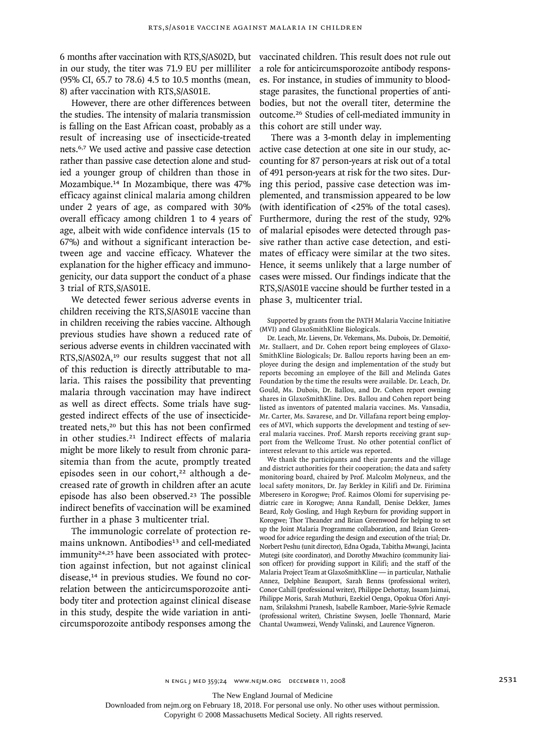6 months after vaccination with RTS,S/AS02D, but in our study, the titer was 71.9 EU per milliliter (95% CI, 65.7 to 78.6) 4.5 to 10.5 months (mean, 8) after vaccination with RTS,S/AS01E.

However, there are other differences between the studies. The intensity of malaria transmission is falling on the East African coast, probably as a result of increasing use of insecticide-treated nets.[6,7] We used active and passive case detection rather than passive case detection alone and studied a younger group of children than those in Mozambique.[14] In Mozambique, there was 47% efficacy against clinical malaria among children under 2 years of age, as compared with 30% overall efficacy among children 1 to 4 years of age, albeit with wide confidence intervals (15 to 67%) and without a significant interaction between age and vaccine efficacy. Whatever the explanation for the higher efficacy and immunogenicity, our data support the conduct of a phase 3 trial of RTS,S/AS01E.

We detected fewer serious adverse events in children receiving the RTS,S/AS01E vaccine than in children receiving the rabies vaccine. Although previous studies have shown a reduced rate of serious adverse events in children vaccinated with RTS,S/AS02A,[19] our results suggest that not all of this reduction is directly attributable to malaria. This raises the possibility that preventing malaria through vaccination may have indirect as well as direct effects. Some trials have suggested indirect effects of the use of insecticide-treated nets,[20] but this has not been confirmed in other studies.[21] Indirect effects of malaria might be more likely to result from chronic parasitemia than from the acute, promptly treated episodes seen in our cohort,[22] although a decreased rate of growth in children after an acute episode has also been observed.[23] The possible indirect benefits of vaccination will be examined further in a phase 3 multicenter trial.

The immunologic correlate of protection remains unknown. Antibodies[13] and cell-mediated immunity[24,25] have been associated with protection against infection, but not against clinical disease,[14] in previous studies. We found no correlation between the anticircumsporozoite antibody titer and protection against clinical disease in this study, despite the wide variation in anticircumsporozoite antibody responses among the vaccinated children. This result does not rule out a role for anticircumsporozoite antibody responses. For instance, in studies of immunity to blood-stage parasites, the functional properties of antibodies, but not the overall titer, determine the outcome.[26] Studies of cell-mediated immunity in this cohort are still under way.

There was a 3-month delay in implementing active case detection at one site in our study, accounting for 87 person-years at risk out of a total of 491 person-years at risk for the two sites. During this period, passive case detection was implemented, and transmission appeared to be low (with identification of <25% of the total cases). Furthermore, during the rest of the study, 92% of malarial episodes were detected through passive rather than active case detection, and estimates of efficacy were similar at the two sites. Hence, it seems unlikely that a large number of cases were missed. Our findings indicate that the RTS,S/AS01E vaccine should be further tested in a phase 3, multicenter trial.

Supported by grants from the PATH Malaria Vaccine Initiative (MVI) and GlaxoSmithKline Biologicals.

Dr. Leach, Mr. Lievens, Dr. Vekemans, Ms. Dubois, Dr. Demoitié, Mr. Stallaert, and Dr. Cohen report being employees of GlaxoSmithKline Biologicals; Dr. Ballou reports having been an employee during the design and implementation of the study but reports becoming an employee of the Bill and Melinda Gates Foundation by the time the results were available. Dr. Leach, Dr. Gould, Ms. Dubois, Dr. Ballou, and Dr. Cohen report owning shares in GlaxoSmithKline. Drs. Ballou and Cohen report being listed as inventors of patented malaria vaccines. Ms. Vansadia, Mr. Carter, Ms. Savarese, and Dr. Villafana report being employees of MVI, which supports the development and testing of several malaria vaccines. Prof. Marsh reports receiving grant support from the Wellcome Trust. No other potential conflict of interest relevant to this article was reported.

We thank the participants and their parents and the village and district authorities for their cooperation; the data and safety monitoring board, chaired by Prof. Malcolm Molyneux, and the local safety monitors, Dr. Jay Berkley in Kilifi and Dr. Firimina Mberesero in Korogwe; Prof. Raimos Olomi for supervising pediatric care in Korogwe; Anna Randall, Denise Dekker, James Beard, Roly Gosling, and Hugh Reyburn for providing support in Korogwe; Thor Theander and Brian Greenwood for helping to set up the Joint Malaria Programme collaboration, and Brian Greenwood for advice regarding the design and execution of the trial; Dr. Norbert Peshu (unit director), Edna Ogada, Tabitha Mwangi, Jacinta Mutegi (site coordinator), and Dorothy Mwachiro (community liaison officer) for providing support in Kilifi; and the staff of the Malaria Project Team at GlaxoSmithKline — in particular, Nathalie Annez, Delphine Beauport, Sarah Benns (professional writer), Conor Cahill (professional writer), Philippe Dehottay, Issam Jaimai, Philippe Moris, Sarah Muthuri, Ezekiel Oenga, Opokua Ofori Anyinam, Srilakshmi Pranesh, Isabelle Ramboer, Marie-Sylvie Remacle (professional writer), Christine Swysen, Joelle Thonnard, Marie Chantal Uwamwezi, Wendy Valinski, and Laurence Vigneron.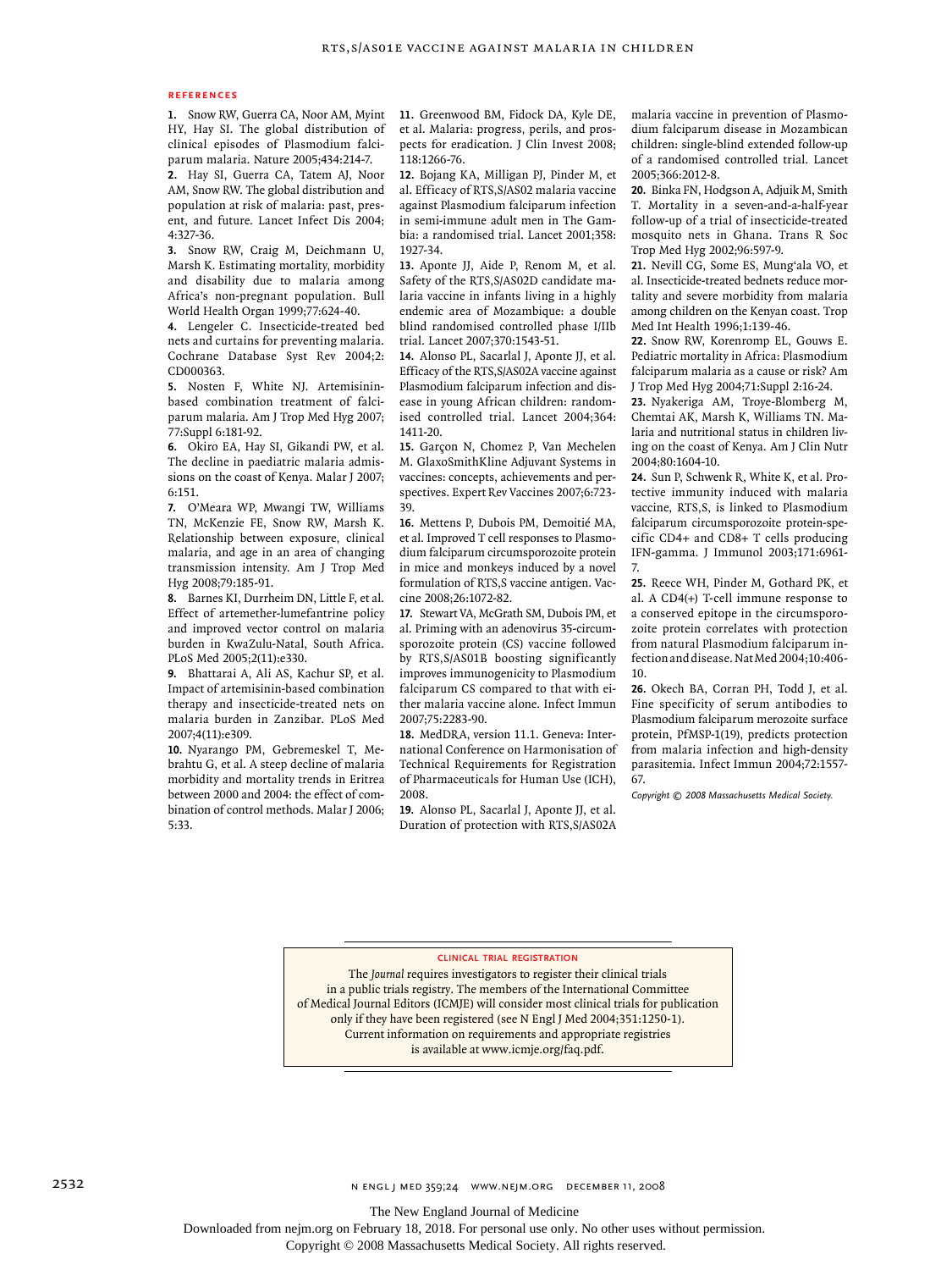## References

1. Snow RW, Guerra CA, Noor AM, Myint HY, Hay SI. The global distribution of clinical episodes of Plasmodium falciparum malaria. Nature 2005;434:214-7.
2. Hay SI, Guerra CA, Tatem AJ, Noor AM, Snow RW. The global distribution and population at risk of malaria: past, present, and future. Lancet Infect Dis 2004;4:327-36.
3. Snow RW, Craig M, Deichmann U, Marsh K. Estimating mortality, morbidity and disability due to malaria among Africa's non-pregnant population. Bull World Health Organ 1999;77:624-40.
4. Lengeler C. Insecticide-treated bed nets and curtains for preventing malaria. Cochrane Database Syst Rev 2004;2:CD000363.
5. Nosten F, White NJ. Artemisinin-based combination treatment of falciparum malaria. Am J Trop Med Hyg 2007;77:Suppl 6:181-92.
6. Okiro EA, Hay SI, Gikandi PW, et al. The decline in paediatric malaria admissions on the coast of Kenya. Malar J 2007;6:151.
7. O'Meara WP, Mwangi TW, Williams TN, McKenzie FE, Snow RW, Marsh K. Relationship between exposure, clinical malaria, and age in an area of changing transmission intensity. Am J Trop Med Hyg 2008;79:185-91.
8. Barnes KI, Durrheim DN, Little F, et al. Effect of artemether-lumefantrine policy and improved vector control on malaria burden in KwaZulu-Natal, South Africa. PLoS Med 2005;2(11):e330.
9. Bhattarai A, Ali AS, Kachur SP, et al. Impact of artemisinin-based combination therapy and insecticide-treated nets on malaria burden in Zanzibar. PLoS Med 2007;4(11):e309.
10. Nyarango PM, Gebremeskel T, Mebrahtu G, et al. A steep decline of malaria morbidity and mortality trends in Eritrea between 2000 and 2004: the effect of combination of control methods. Malar J 2006;5:33.
11. Greenwood BM, Fidock DA, Kyle DE, et al. Malaria: progress, perils, and prospects for eradication. J Clin Invest 2008;118:1266-76.
12. Bojang KA, Milligan PJ, Pinder M, et al. Efficacy of RTS,S/AS02 malaria vaccine against Plasmodium falciparum infection in semi-immune adult men in The Gambia: a randomised trial. Lancet 2001;358:1927-34.
13. Aponte JJ, Aide P, Renom M, et al. Safety of the RTS,S/AS02D candidate malaria vaccine in infants living in a highly endemic area of Mozambique: a double blind randomised controlled phase I/IIb trial. Lancet 2007;370:1543-51.
14. Alonso PL, Sacarlal J, Aponte JJ, et al. Efficacy of the RTS,S/AS02A vaccine against Plasmodium falciparum infection and disease in young African children: randomised controlled trial. Lancet 2004;364:1411-20.
15. Garçon N, Chomez P, Van Mechelen M. GlaxoSmithKline Adjuvant Systems in vaccines: concepts, achievements and perspectives. Expert Rev Vaccines 2007;6:723-39.
16. Mettens P, Dubois PM, Demoitié MA, et al. Improved T cell responses to Plasmodium falciparum circumsporozoite protein in mice and monkeys induced by a novel formulation of RTS,S vaccine antigen. Vaccine 2008;26:1072-82.
17. Stewart VA, McGrath SM, Dubois PM, et al. Priming with an adenovirus 35-circumsporozoite protein (CS) vaccine followed by RTS,S/AS01B boosting significantly improves immunogenicity to Plasmodium falciparum CS compared to that with either malaria vaccine alone. Infect Immun 2007;75:2283-90.
18. MedDRA, version 11.1. Geneva: International Conference on Harmonisation of Technical Requirements for Registration of Pharmaceuticals for Human Use (ICH), 2008.
19. Alonso PL, Sacarlal J, Aponte JJ, et al. Duration of protection with RTS,S/AS02A malaria vaccine in prevention of Plasmodium falciparum disease in Mozambican children: single-blind extended follow-up of a randomised controlled trial. Lancet 2005;366:2012-8.
20. Binka FN, Hodgson A, Adjuik M, Smith T. Mortality in a seven-and-a-half-year follow-up of a trial of insecticide-treated mosquito nets in Ghana. Trans R Soc Trop Med Hyg 2002;96:597-9.
21. Nevill CG, Some ES, Mung'ala VO, et al. Insecticide-treated bednets reduce mortality and severe morbidity from malaria among children on the Kenyan coast. Trop Med Int Health 1996;1:139-46.
22. Snow RW, Korenromp EL, Gouws E. Pediatric mortality in Africa: Plasmodium falciparum malaria as a cause or risk? Am J Trop Med Hyg 2004;71:Suppl 2:16-24.
23. Nyakeriga AM, Troye-Blomberg M, Chemtai AK, Marsh K, Williams TN. Malaria and nutritional status in children living on the coast of Kenya. Am J Clin Nutr 2004;80:1604-10.
24. Sun P, Schwenk R, White K, et al. Protective immunity induced with malaria vaccine, RTS,S, is linked to Plasmodium falciparum circumsporozoite protein-specific CD4+ and CD8+ T cells producing IFN-gamma. J Immunol 2003;171:6961-7.
25. Reece WH, Pinder M, Gothard PK, et al. A CD4(+) T-cell immune response to a conserved epitope in the circumsporozoite protein correlates with protection from natural Plasmodium falciparum infection and disease. Nat Med 2004;10:406-10.
26. Okech BA, Corran PH, Todd J, et al. Fine specificity of serum antibodies to Plasmodium falciparum merozoite surface protein, PfMSP-1(19), predicts protection from malaria infection and high-density parasitemia. Infect Immun 2004;72:1557-67.

*Copyright © 2008 Massachusetts Medical Society.*

### Clinical Trial Registration

The *Journal* requires investigators to register their clinical trials in a public trials registry. The members of the International Committee of Medical Journal Editors (ICMJE) will consider most clinical trials for publication only if they have been registered (see N Engl J Med 2004;351:1250-1). Current information on requirements and appropriate registries is available at www.icmje.org/faq.pdf.